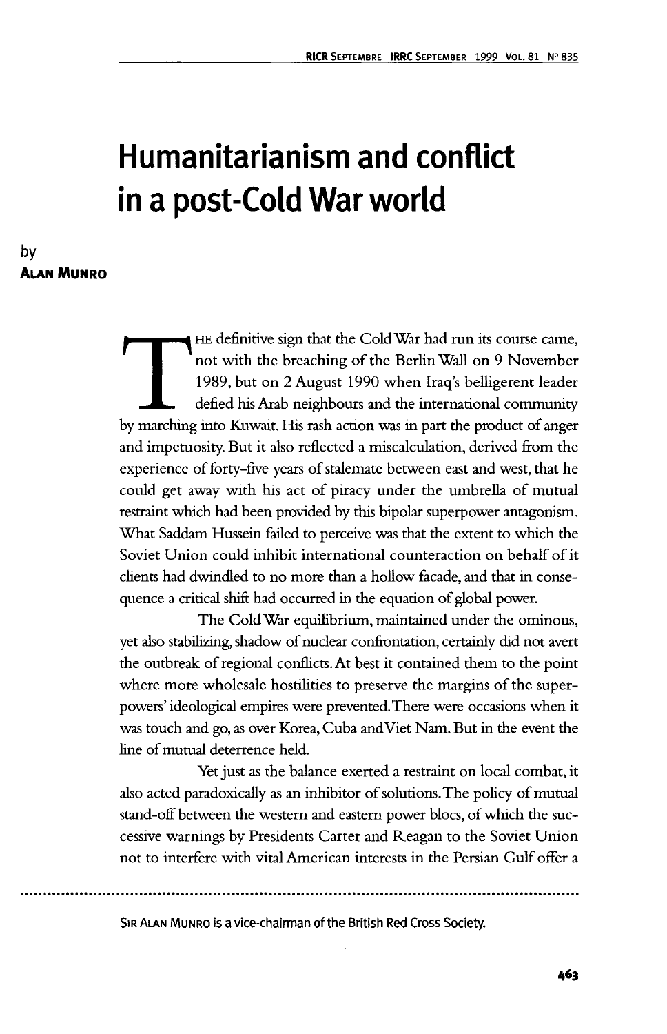# Humanitarianism and conflict in a post-Cold War world

by
**Alan Munro**

The definitive sign that the Cold War had run its course came, not with the breaching of the Berlin Wall on 9 November 1989, but on 2 August 1990 when Iraq's belligerent leader defied his Arab neighbours and the international community by marching into Kuwait. His rash action was in part the product of anger and impetuosity. But it also reflected a miscalculation, derived from the experience of forty-five years of stalemate between east and west, that he could get away with his act of piracy under the umbrella of mutual restraint which had been provided by this bipolar superpower antagonism. What Saddam Hussein failed to perceive was that the extent to which the Soviet Union could inhibit international counteraction on behalf of it clients had dwindled to no more than a hollow facade, and that in consequence a critical shift had occurred in the equation of global power.

The Cold War equilibrium, maintained under the ominous, yet also stabilizing, shadow of nuclear confrontation, certainly did not avert the outbreak of regional conflicts. At best it contained them to the point where more wholesale hostilities to preserve the margins of the superpowers' ideological empires were prevented. There were occasions when it was touch and go, as over Korea, Cuba and Viet Nam. But in the event the line of mutual deterrence held.

Yet just as the balance exerted a restraint on local combat, it also acted paradoxically as an inhibitor of solutions. The policy of mutual stand-off between the western and eastern power blocs, of which the successive warnings by Presidents Carter and Reagan to the Soviet Union not to interfere with vital American interests in the Persian Gulf offer a

---

Sir Alan Munro is a vice-chairman of the British Red Cross Society.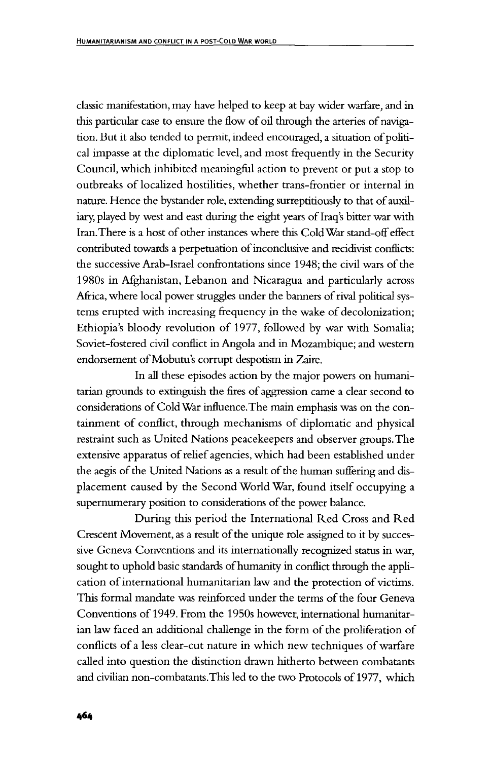classic manifestation, may have helped to keep at bay wider warfare, and in this particular case to ensure the flow of oil through the arteries of navigation. But it also tended to permit, indeed encouraged, a situation of political impasse at the diplomatic level, and most frequently in the Security Council, which inhibited meaningful action to prevent or put a stop to outbreaks of localized hostilities, whether trans-frontier or internal in nature. Hence the bystander role, extending surreptitiously to that of auxiliary, played by west and east during the eight years of Iraq's bitter war with Iran. There is a host of other instances where this Cold War stand-off effect contributed towards a perpetuation of inconclusive and recidivist conflicts: the successive Arab-Israel confrontations since 1948; the civil wars of the 1980s in Afghanistan, Lebanon and Nicaragua and particularly across Africa, where local power struggles under the banners of rival political systems erupted with increasing frequency in the wake of decolonization; Ethiopia's bloody revolution of 1977, followed by war with Somalia; Soviet-fostered civil conflict in Angola and in Mozambique; and western endorsement of Mobutu's corrupt despotism in Zaire.

In all these episodes action by the major powers on humanitarian grounds to extinguish the fires of aggression came a clear second to considerations of Cold War influence. The main emphasis was on the containment of conflict, through mechanisms of diplomatic and physical restraint such as United Nations peacekeepers and observer groups. The extensive apparatus of relief agencies, which had been established under the aegis of the United Nations as a result of the human suffering and displacement caused by the Second World War, found itself occupying a supernumerary position to considerations of the power balance.

During this period the International Red Cross and Red Crescent Movement, as a result of the unique role assigned to it by successive Geneva Conventions and its internationally recognized status in war, sought to uphold basic standards of humanity in conflict through the application of international humanitarian law and the protection of victims. This formal mandate was reinforced under the terms of the four Geneva Conventions of 1949. From the 1950s however, international humanitarian law faced an additional challenge in the form of the proliferation of conflicts of a less clear-cut nature in which new techniques of warfare called into question the distinction drawn hitherto between combatants and civilian non-combatants. This led to the two Protocols of 1977, which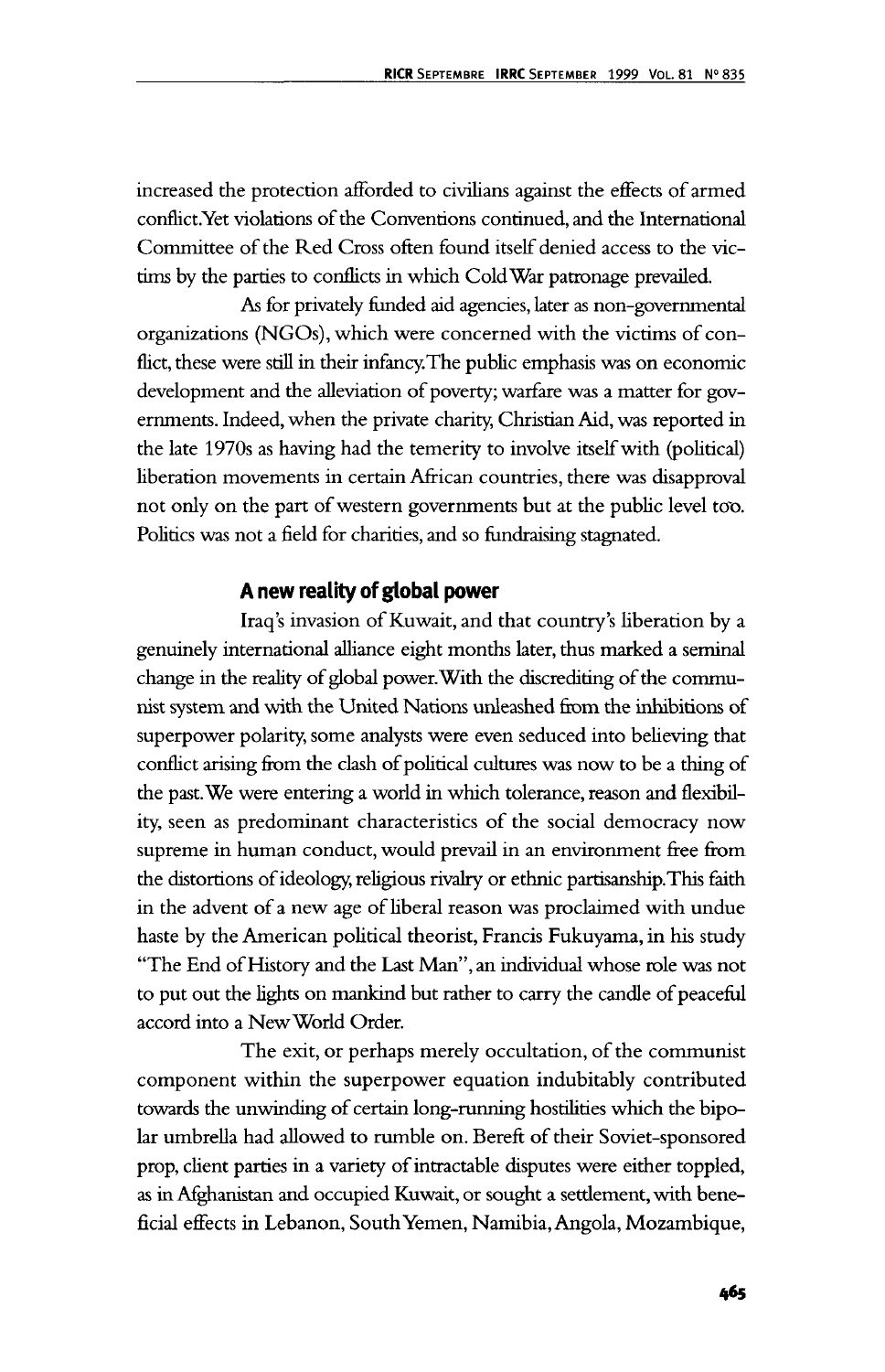increased the protection afforded to civilians against the effects of armed conflict. Yet violations of the Conventions continued, and the International Committee of the Red Cross often found itself denied access to the victims by the parties to conflicts in which Cold War patronage prevailed.

As for privately funded aid agencies, later as non-governmental organizations (NGOs), which were concerned with the victims of conflict, these were still in their infancy. The public emphasis was on economic development and the alleviation of poverty; warfare was a matter for governments. Indeed, when the private charity, Christian Aid, was reported in the late 1970s as having had the temerity to involve itself with (political) liberation movements in certain African countries, there was disapproval not only on the part of western governments but at the public level too. Politics was not a field for charities, and so fundraising stagnated.

### A new reality of global power

Iraq's invasion of Kuwait, and that country's liberation by a genuinely international alliance eight months later, thus marked a seminal change in the reality of global power. With the discrediting of the communist system and with the United Nations unleashed from the inhibitions of superpower polarity, some analysts were even seduced into believing that conflict arising from the clash of political cultures was now to be a thing of the past. We were entering a world in which tolerance, reason and flexibility, seen as predominant characteristics of the social democracy now supreme in human conduct, would prevail in an environment free from the distortions of ideology, religious rivalry or ethnic partisanship. This faith in the advent of a new age of liberal reason was proclaimed with undue haste by the American political theorist, Francis Fukuyama, in his study "The End of History and the Last Man", an individual whose role was not to put out the lights on mankind but rather to carry the candle of peaceful accord into a New World Order.

The exit, or perhaps merely occultation, of the communist component within the superpower equation indubitably contributed towards the unwinding of certain long-running hostilities which the bipolar umbrella had allowed to rumble on. Bereft of their Soviet-sponsored prop, client parties in a variety of intractable disputes were either toppled, as in Afghanistan and occupied Kuwait, or sought a settlement, with beneficial effects in Lebanon, South Yemen, Namibia, Angola, Mozambique,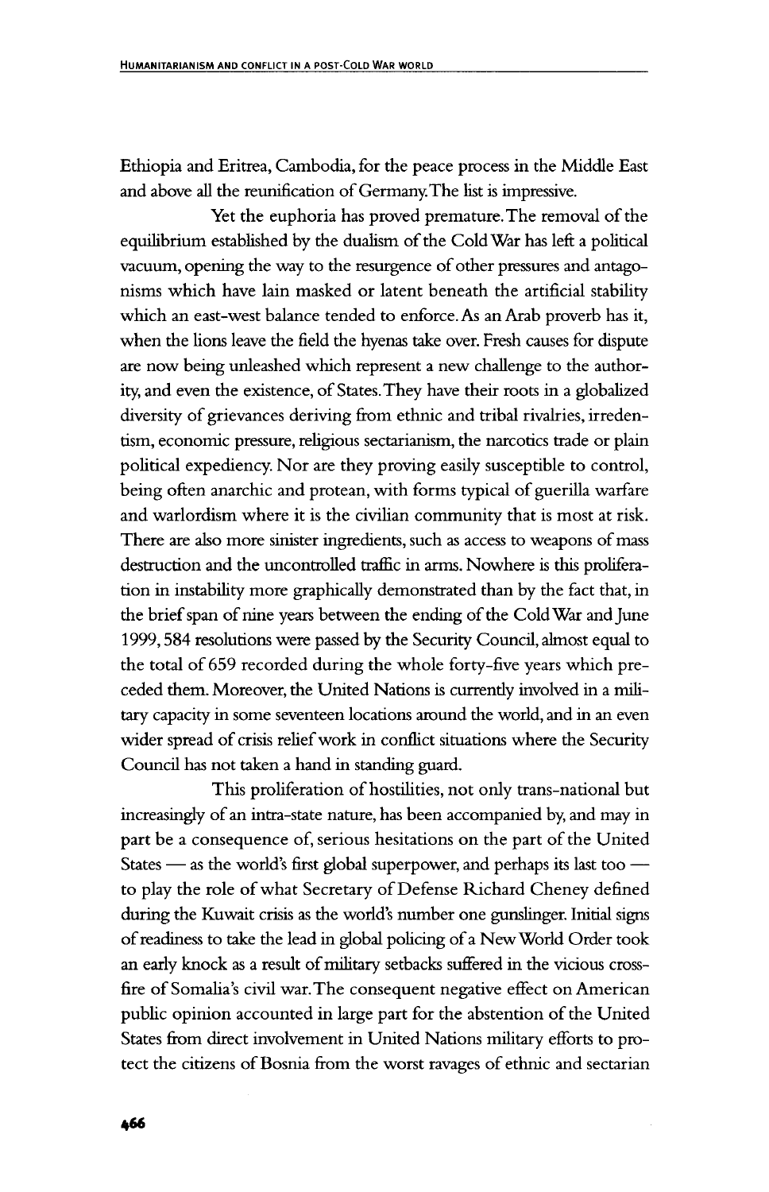Ethiopia and Eritrea, Cambodia, for the peace process in the Middle East and above all the reunification of Germany. The list is impressive.

Yet the euphoria has proved premature. The removal of the equilibrium established by the dualism of the Cold War has left a political vacuum, opening the way to the resurgence of other pressures and antagonisms which have lain masked or latent beneath the artificial stability which an east-west balance tended to enforce. As an Arab proverb has it, when the lions leave the field the hyenas take over. Fresh causes for dispute are now being unleashed which represent a new challenge to the authority, and even the existence, of States. They have their roots in a globalized diversity of grievances deriving from ethnic and tribal rivalries, irredentism, economic pressure, religious sectarianism, the narcotics trade or plain political expediency. Nor are they proving easily susceptible to control, being often anarchic and protean, with forms typical of guerilla warfare and warlordism where it is the civilian community that is most at risk. There are also more sinister ingredients, such as access to weapons of mass destruction and the uncontrolled traffic in arms. Nowhere is this proliferation in instability more graphically demonstrated than by the fact that, in the brief span of nine years between the ending of the Cold War and June 1999, 584 resolutions were passed by the Security Council, almost equal to the total of 659 recorded during the whole forty-five years which preceded them. Moreover, the United Nations is currently involved in a military capacity in some seventeen locations around the world, and in an even wider spread of crisis relief work in conflict situations where the Security Council has not taken a hand in standing guard.

This proliferation of hostilities, not only trans-national but increasingly of an intra-state nature, has been accompanied by, and may in part be a consequence of, serious hesitations on the part of the United States — as the world's first global superpower, and perhaps its last too — to play the role of what Secretary of Defense Richard Cheney defined during the Kuwait crisis as the world's number one gunslinger. Initial signs of readiness to take the lead in global policing of a New World Order took an early knock as a result of military setbacks suffered in the vicious crossfire of Somalia's civil war. The consequent negative effect on American public opinion accounted in large part for the abstention of the United States from direct involvement in United Nations military efforts to protect the citizens of Bosnia from the worst ravages of ethnic and sectarian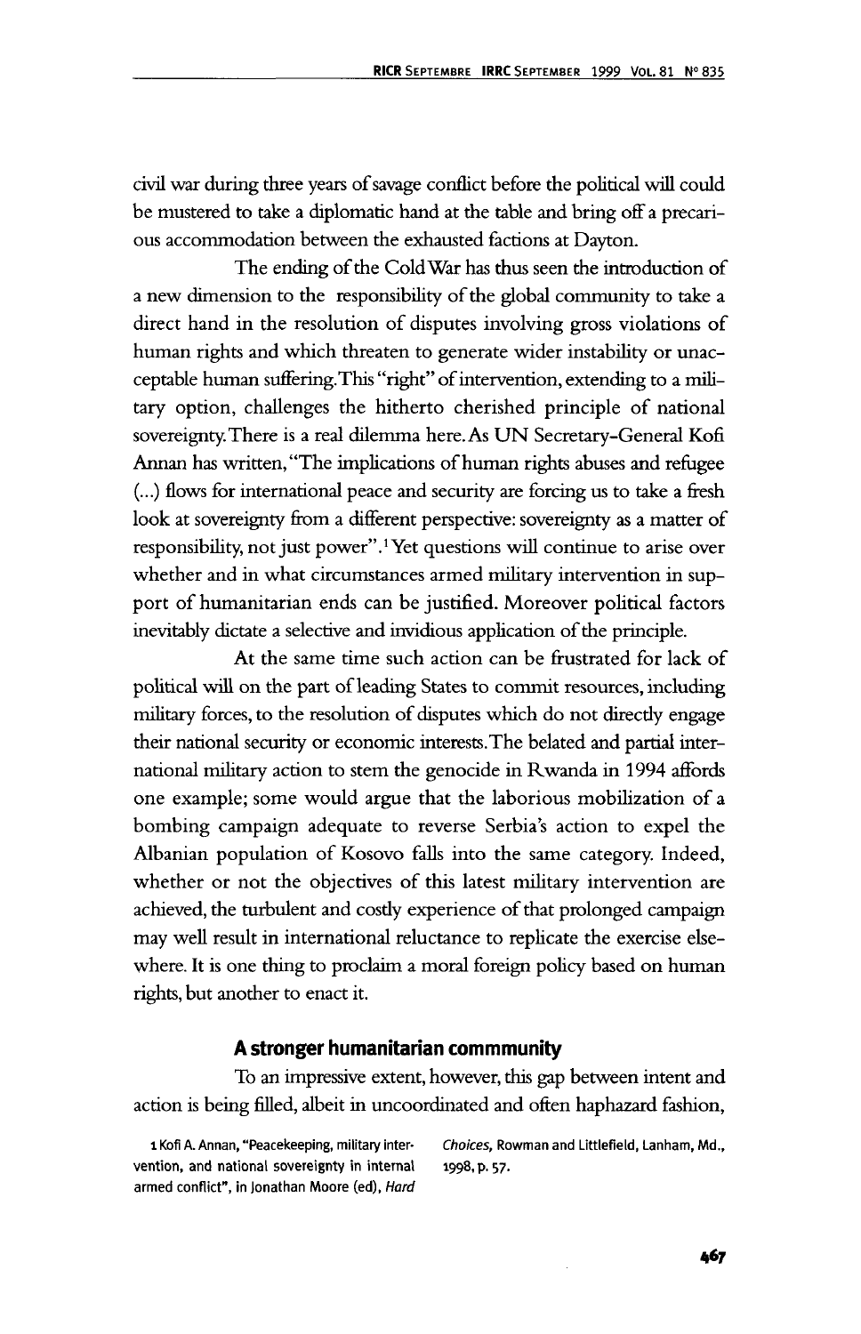civil war during three years of savage conflict before the political will could be mustered to take a diplomatic hand at the table and bring off a precarious accommodation between the exhausted factions at Dayton.

The ending of the Cold War has thus seen the introduction of a new dimension to the responsibility of the global community to take a direct hand in the resolution of disputes involving gross violations of human rights and which threaten to generate wider instability or unacceptable human suffering. This "right" of intervention, extending to a military option, challenges the hitherto cherished principle of national sovereignty. There is a real dilemma here. As UN Secretary-General Kofi Annan has written, "The implications of human rights abuses and refugee (...) flows for international peace and security are forcing us to take a fresh look at sovereignty from a different perspective: sovereignty as a matter of responsibility, not just power".[1] Yet questions will continue to arise over whether and in what circumstances armed military intervention in support of humanitarian ends can be justified. Moreover political factors inevitably dictate a selective and invidious application of the principle.

At the same time such action can be frustrated for lack of political will on the part of leading States to commit resources, including military forces, to the resolution of disputes which do not directly engage their national security or economic interests. The belated and partial international military action to stem the genocide in Rwanda in 1994 affords one example; some would argue that the laborious mobilization of a bombing campaign adequate to reverse Serbia's action to expel the Albanian population of Kosovo falls into the same category. Indeed, whether or not the objectives of this latest military intervention are achieved, the turbulent and costly experience of that prolonged campaign may well result in international reluctance to replicate the exercise elsewhere. It is one thing to proclaim a moral foreign policy based on human rights, but another to enact it.

## A stronger humanitarian commmunity

To an impressive extent, however, this gap between intent and action is being filled, albeit in uncoordinated and often haphazard fashion,

1 Kofi A. Annan, "Peacekeeping, military intervention, and national sovereignty in internal armed conflict", in Jonathan Moore (ed), *Hard Choices*, Rowman and Littlefield, Lanham, Md., 1998, p. 57.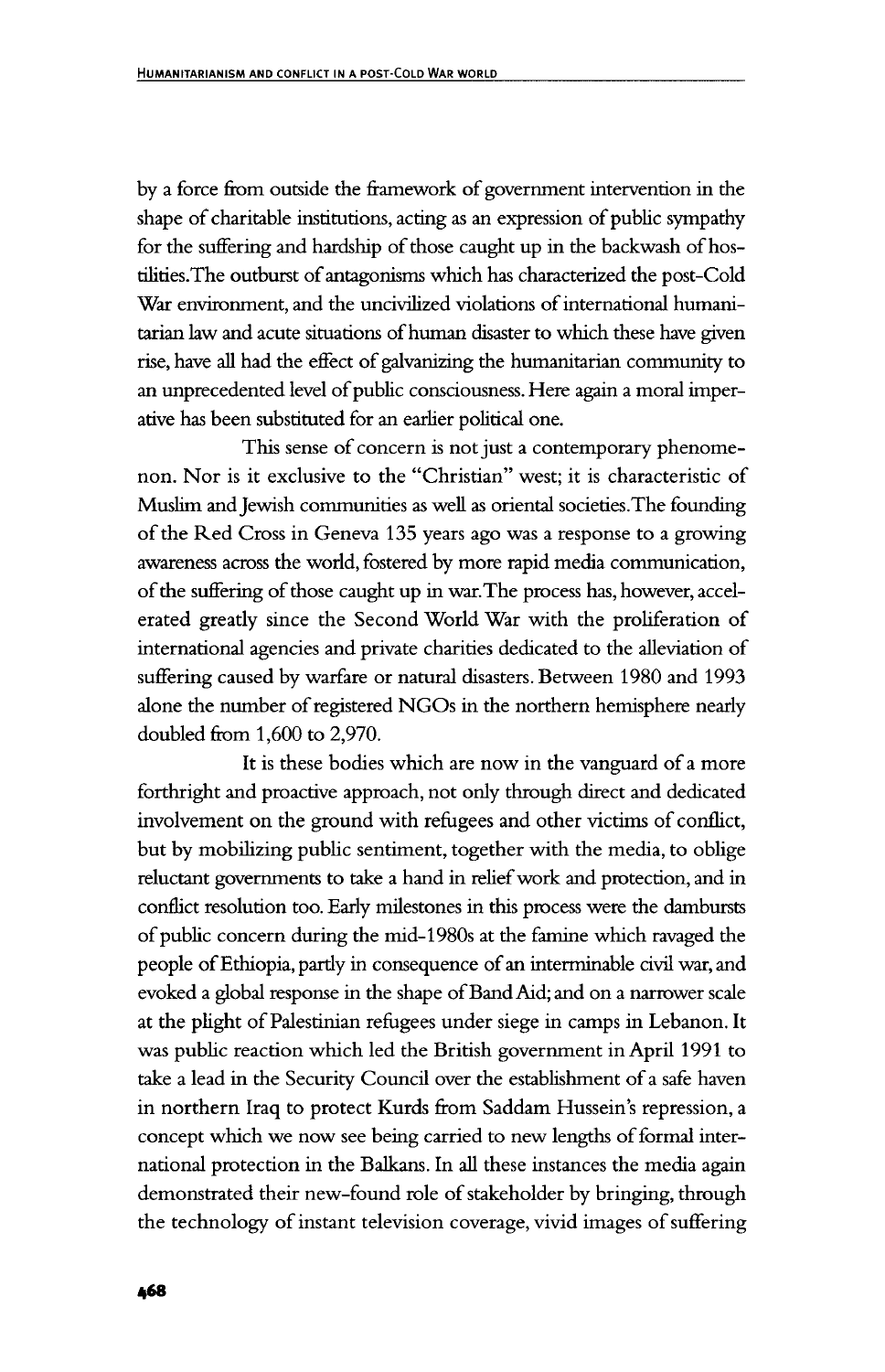by a force from outside the framework of government intervention in the shape of charitable institutions, acting as an expression of public sympathy for the suffering and hardship of those caught up in the backwash of hostilities. The outburst of antagonisms which has characterized the post-Cold War environment, and the uncivilized violations of international humanitarian law and acute situations of human disaster to which these have given rise, have all had the effect of galvanizing the humanitarian community to an unprecedented level of public consciousness. Here again a moral imperative has been substituted for an earlier political one.

This sense of concern is not just a contemporary phenomenon. Nor is it exclusive to the "Christian" west; it is characteristic of Muslim and Jewish communities as well as oriental societies. The founding of the Red Cross in Geneva 135 years ago was a response to a growing awareness across the world, fostered by more rapid media communication, of the suffering of those caught up in war. The process has, however, accelerated greatly since the Second World War with the proliferation of international agencies and private charities dedicated to the alleviation of suffering caused by warfare or natural disasters. Between 1980 and 1993 alone the number of registered NGOs in the northern hemisphere nearly doubled from 1,600 to 2,970.

It is these bodies which are now in the vanguard of a more forthright and proactive approach, not only through direct and dedicated involvement on the ground with refugees and other victims of conflict, but by mobilizing public sentiment, together with the media, to oblige reluctant governments to take a hand in relief work and protection, and in conflict resolution too. Early milestones in this process were the dambursts of public concern during the mid-1980s at the famine which ravaged the people of Ethiopia, partly in consequence of an interminable civil war, and evoked a global response in the shape of Band Aid; and on a narrower scale at the plight of Palestinian refugees under siege in camps in Lebanon. It was public reaction which led the British government in April 1991 to take a lead in the Security Council over the establishment of a safe haven in northern Iraq to protect Kurds from Saddam Hussein's repression, a concept which we now see being carried to new lengths of formal international protection in the Balkans. In all these instances the media again demonstrated their new-found role of stakeholder by bringing, through the technology of instant television coverage, vivid images of suffering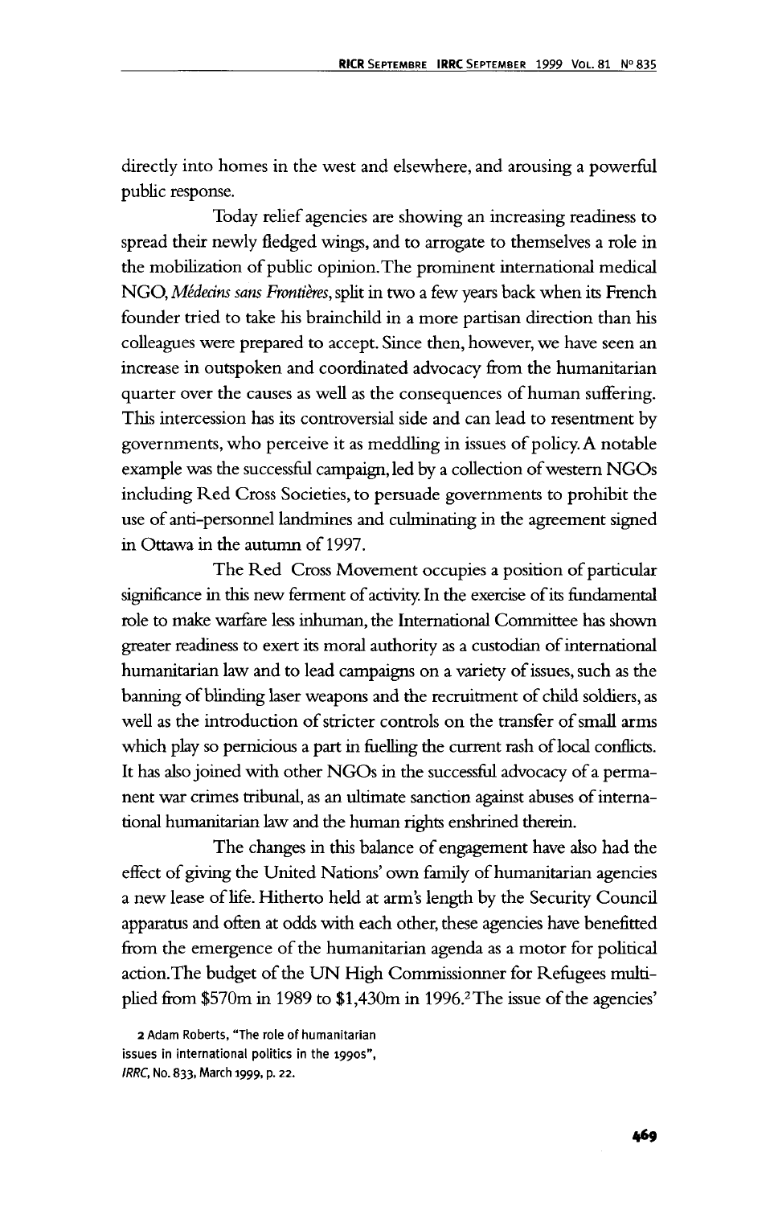directly into homes in the west and elsewhere, and arousing a powerful public response.

Today relief agencies are showing an increasing readiness to spread their newly fledged wings, and to arrogate to themselves a role in the mobilization of public opinion. The prominent international medical NGO, *Médecins sans Frontières*, split in two a few years back when its French founder tried to take his brainchild in a more partisan direction than his colleagues were prepared to accept. Since then, however, we have seen an increase in outspoken and coordinated advocacy from the humanitarian quarter over the causes as well as the consequences of human suffering. This intercession has its controversial side and can lead to resentment by governments, who perceive it as meddling in issues of policy. A notable example was the successful campaign, led by a collection of western NGOs including Red Cross Societies, to persuade governments to prohibit the use of anti-personnel landmines and culminating in the agreement signed in Ottawa in the autumn of 1997.

The Red Cross Movement occupies a position of particular significance in this new ferment of activity. In the exercise of its fundamental role to make warfare less inhuman, the International Committee has shown greater readiness to exert its moral authority as a custodian of international humanitarian law and to lead campaigns on a variety of issues, such as the banning of blinding laser weapons and the recruitment of child soldiers, as well as the introduction of stricter controls on the transfer of small arms which play so pernicious a part in fuelling the current rash of local conflicts. It has also joined with other NGOs in the successful advocacy of a permanent war crimes tribunal, as an ultimate sanction against abuses of international humanitarian law and the human rights enshrined therein.

The changes in this balance of engagement have also had the effect of giving the United Nations' own family of humanitarian agencies a new lease of life. Hitherto held at arm's length by the Security Council apparatus and often at odds with each other, these agencies have benefitted from the emergence of the humanitarian agenda as a motor for political action. The budget of the UN High Commissionner for Refugees multiplied from \$570m in 1989 to \$1,430m in 1996.[2] The issue of the agencies'

[2] Adam Roberts, "The role of humanitarian issues in international politics in the 1990s", *IRRC*, No. 833, March 1999, p. 22.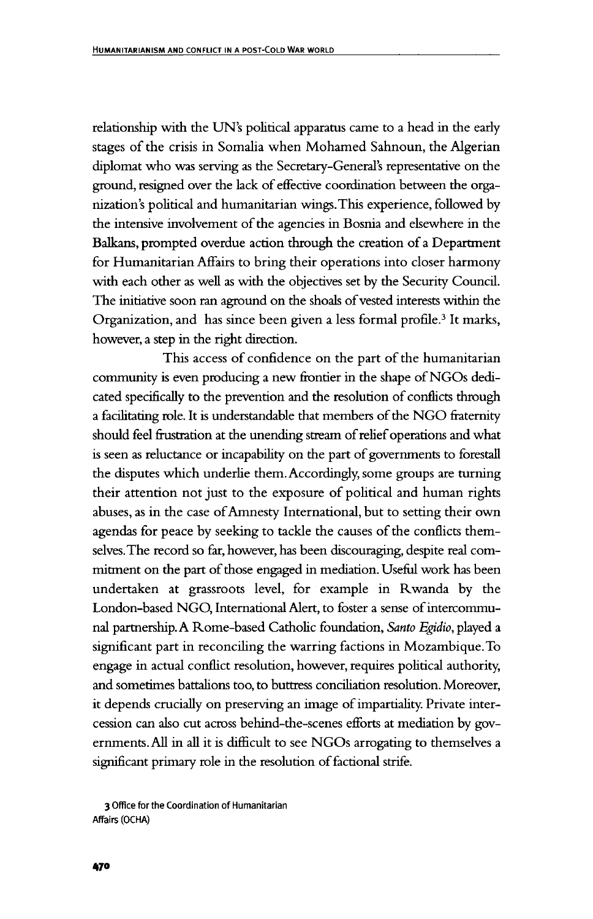relationship with the UN's political apparatus came to a head in the early stages of the crisis in Somalia when Mohamed Sahnoun, the Algerian diplomat who was serving as the Secretary-General's representative on the ground, resigned over the lack of effective coordination between the organization's political and humanitarian wings. This experience, followed by the intensive involvement of the agencies in Bosnia and elsewhere in the Balkans, prompted overdue action through the creation of a Department for Humanitarian Affairs to bring their operations into closer harmony with each other as well as with the objectives set by the Security Council. The initiative soon ran aground on the shoals of vested interests within the Organization, and has since been given a less formal profile.[3] It marks, however, a step in the right direction.

This access of confidence on the part of the humanitarian community is even producing a new frontier in the shape of NGOs dedicated specifically to the prevention and the resolution of conflicts through a facilitating role. It is understandable that members of the NGO fraternity should feel frustration at the unending stream of relief operations and what is seen as reluctance or incapability on the part of governments to forestall the disputes which underlie them. Accordingly, some groups are turning their attention not just to the exposure of political and human rights abuses, as in the case of Amnesty International, but to setting their own agendas for peace by seeking to tackle the causes of the conflicts themselves. The record so far, however, has been discouraging, despite real commitment on the part of those engaged in mediation. Useful work has been undertaken at grassroots level, for example in Rwanda by the London-based NGO, International Alert, to foster a sense of intercommunal partnership. A Rome-based Catholic foundation, *Santo Egidio*, played a significant part in reconciling the warring factions in Mozambique. To engage in actual conflict resolution, however, requires political authority, and sometimes battalions too, to buttress conciliation resolution. Moreover, it depends crucially on preserving an image of impartiality. Private intercession can also cut across behind-the-scenes efforts at mediation by governments. All in all it is difficult to see NGOs arrogating to themselves a significant primary role in the resolution of factional strife.

3 Office for the Coordination of Humanitarian Affairs (OCHA)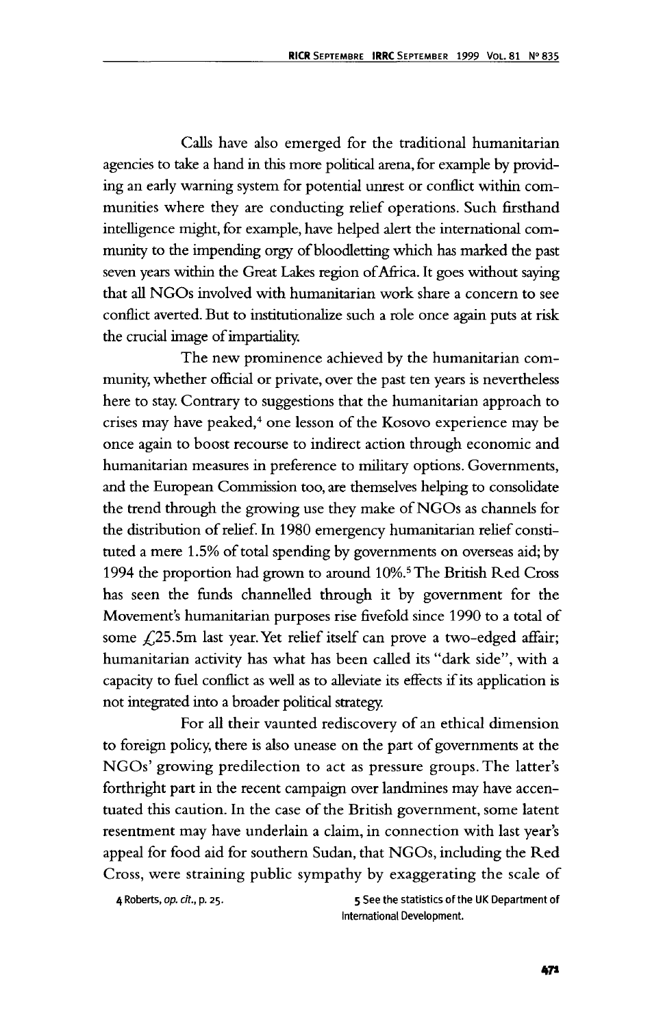Calls have also emerged for the traditional humanitarian agencies to take a hand in this more political arena, for example by providing an early warning system for potential unrest or conflict within communities where they are conducting relief operations. Such firsthand intelligence might, for example, have helped alert the international community to the impending orgy of bloodletting which has marked the past seven years within the Great Lakes region of Africa. It goes without saying that all NGOs involved with humanitarian work share a concern to see conflict averted. But to institutionalize such a role once again puts at risk the crucial image of impartiality.

The new prominence achieved by the humanitarian community, whether official or private, over the past ten years is nevertheless here to stay. Contrary to suggestions that the humanitarian approach to crises may have peaked,[4] one lesson of the Kosovo experience may be once again to boost recourse to indirect action through economic and humanitarian measures in preference to military options. Governments, and the European Commission too, are themselves helping to consolidate the trend through the growing use they make of NGOs as channels for the distribution of relief. In 1980 emergency humanitarian relief constituted a mere 1.5% of total spending by governments on overseas aid; by 1994 the proportion had grown to around 10%.[5] The British Red Cross has seen the funds channelled through it by government for the Movement's humanitarian purposes rise fivefold since 1990 to a total of some £25.5m last year. Yet relief itself can prove a two-edged affair; humanitarian activity has what has been called its "dark side", with a capacity to fuel conflict as well as to alleviate its effects if its application is not integrated into a broader political strategy.

For all their vaunted rediscovery of an ethical dimension to foreign policy, there is also unease on the part of governments at the NGOs' growing predilection to act as pressure groups. The latter's forthright part in the recent campaign over landmines may have accentuated this caution. In the case of the British government, some latent resentment may have underlain a claim, in connection with last year's appeal for food aid for southern Sudan, that NGOs, including the Red Cross, were straining public sympathy by exaggerating the scale of

4 Roberts, *op. cit.*, p. 25.

5 See the statistics of the UK Department of International Development.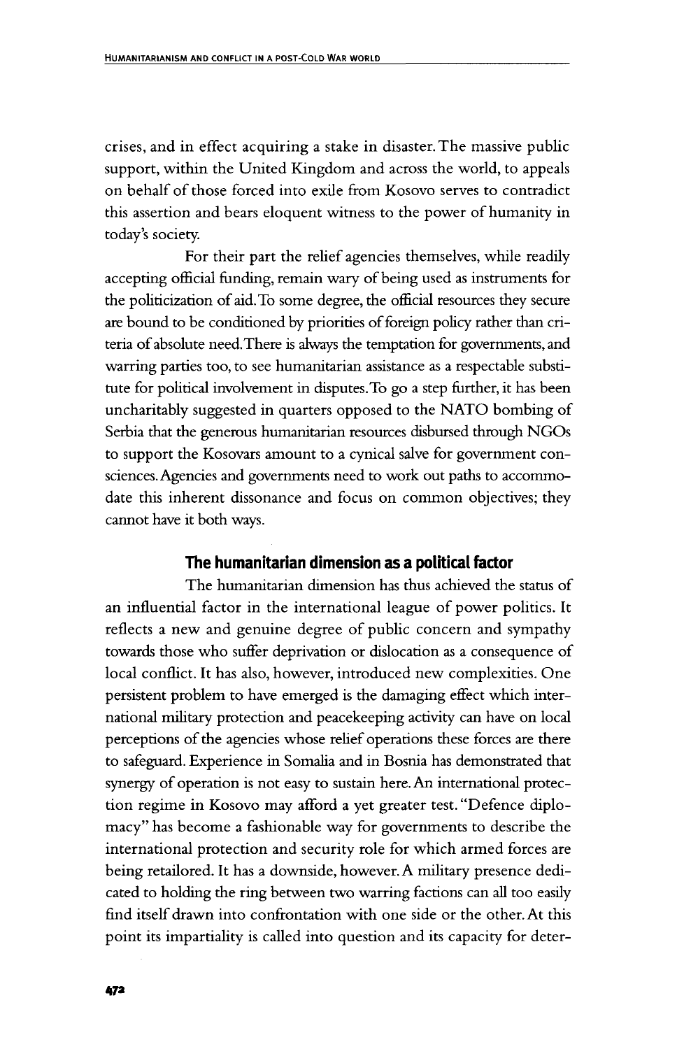crises, and in effect acquiring a stake in disaster. The massive public support, within the United Kingdom and across the world, to appeals on behalf of those forced into exile from Kosovo serves to contradict this assertion and bears eloquent witness to the power of humanity in today's society.

For their part the relief agencies themselves, while readily accepting official funding, remain wary of being used as instruments for the politicization of aid. To some degree, the official resources they secure are bound to be conditioned by priorities of foreign policy rather than criteria of absolute need. There is always the temptation for governments, and warring parties too, to see humanitarian assistance as a respectable substitute for political involvement in disputes. To go a step further, it has been uncharitably suggested in quarters opposed to the NATO bombing of Serbia that the generous humanitarian resources disbursed through NGOs to support the Kosovars amount to a cynical salve for government consciences. Agencies and governments need to work out paths to accommodate this inherent dissonance and focus on common objectives; they cannot have it both ways.

## The humanitarian dimension as a political factor

The humanitarian dimension has thus achieved the status of an influential factor in the international league of power politics. It reflects a new and genuine degree of public concern and sympathy towards those who suffer deprivation or dislocation as a consequence of local conflict. It has also, however, introduced new complexities. One persistent problem to have emerged is the damaging effect which international military protection and peacekeeping activity can have on local perceptions of the agencies whose relief operations these forces are there to safeguard. Experience in Somalia and in Bosnia has demonstrated that synergy of operation is not easy to sustain here. An international protection regime in Kosovo may afford a yet greater test. "Defence diplomacy" has become a fashionable way for governments to describe the international protection and security role for which armed forces are being retailored. It has a downside, however. A military presence dedicated to holding the ring between two warring factions can all too easily find itself drawn into confrontation with one side or the other. At this point its impartiality is called into question and its capacity for deter-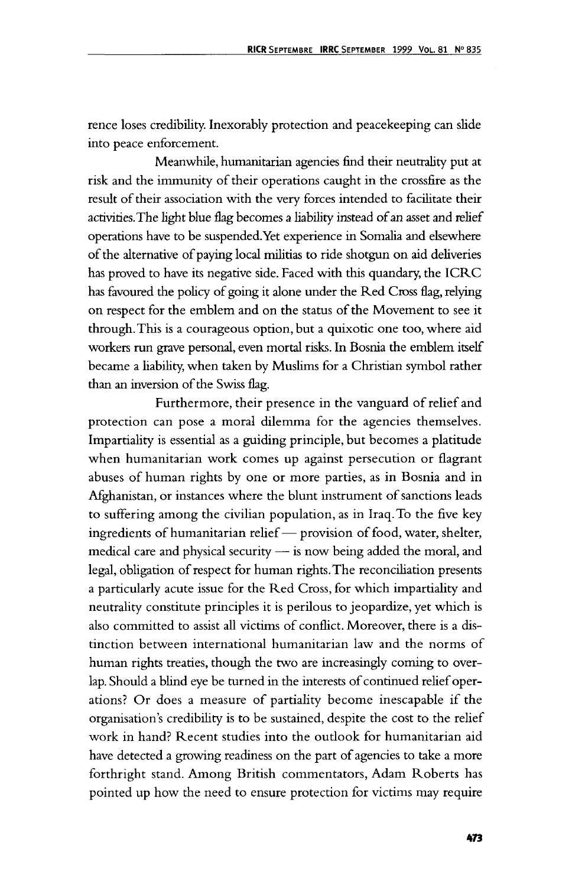rence loses credibility. Inexorably protection and peacekeeping can slide into peace enforcement.

Meanwhile, humanitarian agencies find their neutrality put at risk and the immunity of their operations caught in the crossfire as the result of their association with the very forces intended to facilitate their activities. The light blue flag becomes a liability instead of an asset and relief operations have to be suspended. Yet experience in Somalia and elsewhere of the alternative of paying local militias to ride shotgun on aid deliveries has proved to have its negative side. Faced with this quandary, the ICRC has favoured the policy of going it alone under the Red Cross flag, relying on respect for the emblem and on the status of the Movement to see it through. This is a courageous option, but a quixotic one too, where aid workers run grave personal, even mortal risks. In Bosnia the emblem itself became a liability, when taken by Muslims for a Christian symbol rather than an inversion of the Swiss flag.

Furthermore, their presence in the vanguard of relief and protection can pose a moral dilemma for the agencies themselves. Impartiality is essential as a guiding principle, but becomes a platitude when humanitarian work comes up against persecution or flagrant abuses of human rights by one or more parties, as in Bosnia and in Afghanistan, or instances where the blunt instrument of sanctions leads to suffering among the civilian population, as in Iraq. To the five key ingredients of humanitarian relief — provision of food, water, shelter, medical care and physical security — is now being added the moral, and legal, obligation of respect for human rights. The reconciliation presents a particularly acute issue for the Red Cross, for which impartiality and neutrality constitute principles it is perilous to jeopardize, yet which is also committed to assist all victims of conflict. Moreover, there is a distinction between international humanitarian law and the norms of human rights treaties, though the two are increasingly coming to overlap. Should a blind eye be turned in the interests of continued relief operations? Or does a measure of partiality become inescapable if the organisation's credibility is to be sustained, despite the cost to the relief work in hand? Recent studies into the outlook for humanitarian aid have detected a growing readiness on the part of agencies to take a more forthright stand. Among British commentators, Adam Roberts has pointed up how the need to ensure protection for victims may require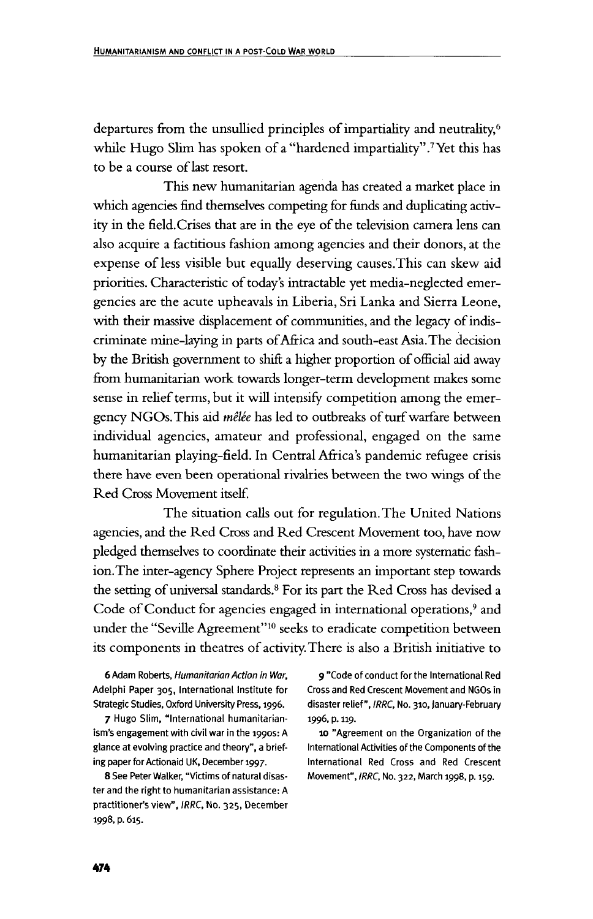departures from the unsullied principles of impartiality and neutrality,[6] while Hugo Slim has spoken of a "hardened impartiality".[7] Yet this has to be a course of last resort.

This new humanitarian agenda has created a market place in which agencies find themselves competing for funds and duplicating activity in the field. Crises that are in the eye of the television camera lens can also acquire a factitious fashion among agencies and their donors, at the expense of less visible but equally deserving causes. This can skew aid priorities. Characteristic of today's intractable yet media-neglected emergencies are the acute upheavals in Liberia, Sri Lanka and Sierra Leone, with their massive displacement of communities, and the legacy of indiscriminate mine-laying in parts of Africa and south-east Asia. The decision by the British government to shift a higher proportion of official aid away from humanitarian work towards longer-term development makes some sense in relief terms, but it will intensify competition among the emergency NGOs. This aid *mêlée* has led to outbreaks of turf warfare between individual agencies, amateur and professional, engaged on the same humanitarian playing-field. In Central Africa's pandemic refugee crisis there have even been operational rivalries between the two wings of the Red Cross Movement itself.

The situation calls out for regulation. The United Nations agencies, and the Red Cross and Red Crescent Movement too, have now pledged themselves to coordinate their activities in a more systematic fashion. The inter-agency Sphere Project represents an important step towards the setting of universal standards.[8] For its part the Red Cross has devised a Code of Conduct for agencies engaged in international operations,[9] and under the "Seville Agreement"[10] seeks to eradicate competition between its components in theatres of activity. There is also a British initiative to

6 Adam Roberts, *Humanitarian Action in War*, Adelphi Paper 305, International Institute for Strategic Studies, Oxford University Press, 1996.

7 Hugo Slim, "International humanitarianism's engagement with civil war in the 1990s: A glance at evolving practice and theory", a briefing paper for Actionaid UK, December 1997.

8 See Peter Walker, "Victims of natural disaster and the right to humanitarian assistance: A practitioner's view", *IRRC*, No. 325, December 1998, p. 615.

9 "Code of conduct for the International Red Cross and Red Crescent Movement and NGOs in disaster relief", *IRRC*, No. 310, January-February 1996, p. 119.

10 "Agreement on the Organization of the International Activities of the Components of the International Red Cross and Red Crescent Movement", *IRRC*, No. 322, March 1998, p. 159.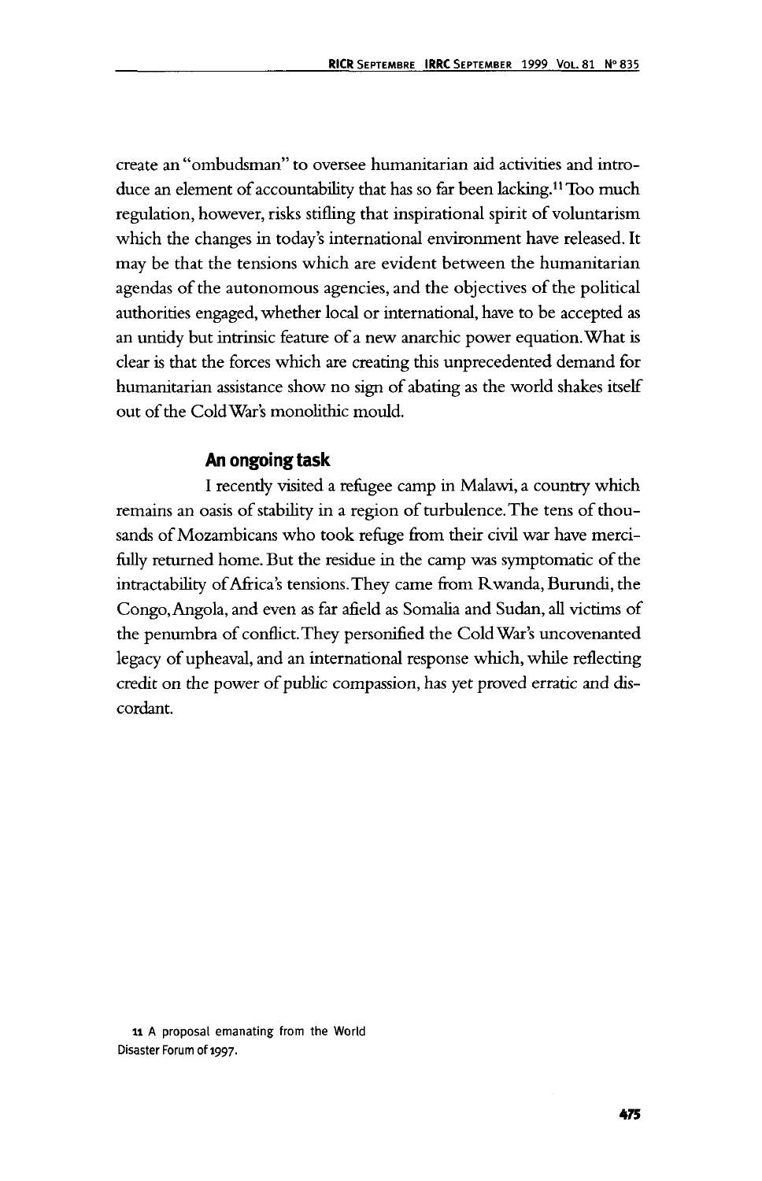create an "ombudsman" to oversee humanitarian aid activities and introduce an element of accountability that has so far been lacking.[11] Too much regulation, however, risks stifling that inspirational spirit of voluntarism which the changes in today's international environment have released. It may be that the tensions which are evident between the humanitarian agendas of the autonomous agencies, and the objectives of the political authorities engaged, whether local or international, have to be accepted as an untidy but intrinsic feature of a new anarchic power equation. What is clear is that the forces which are creating this unprecedented demand for humanitarian assistance show no sign of abating as the world shakes itself out of the Cold War's monolithic mould.

## An ongoing task

I recently visited a refugee camp in Malawi, a country which remains an oasis of stability in a region of turbulence. The tens of thousands of Mozambicans who took refuge from their civil war have mercifully returned home. But the residue in the camp was symptomatic of the intractability of Africa's tensions. They came from Rwanda, Burundi, the Congo, Angola, and even as far afield as Somalia and Sudan, all victims of the penumbra of conflict. They personified the Cold War's uncovenanted legacy of upheaval, and an international response which, while reflecting credit on the power of public compassion, has yet proved erratic and discordant.

11 A proposal emanating from the World Disaster Forum of 1997.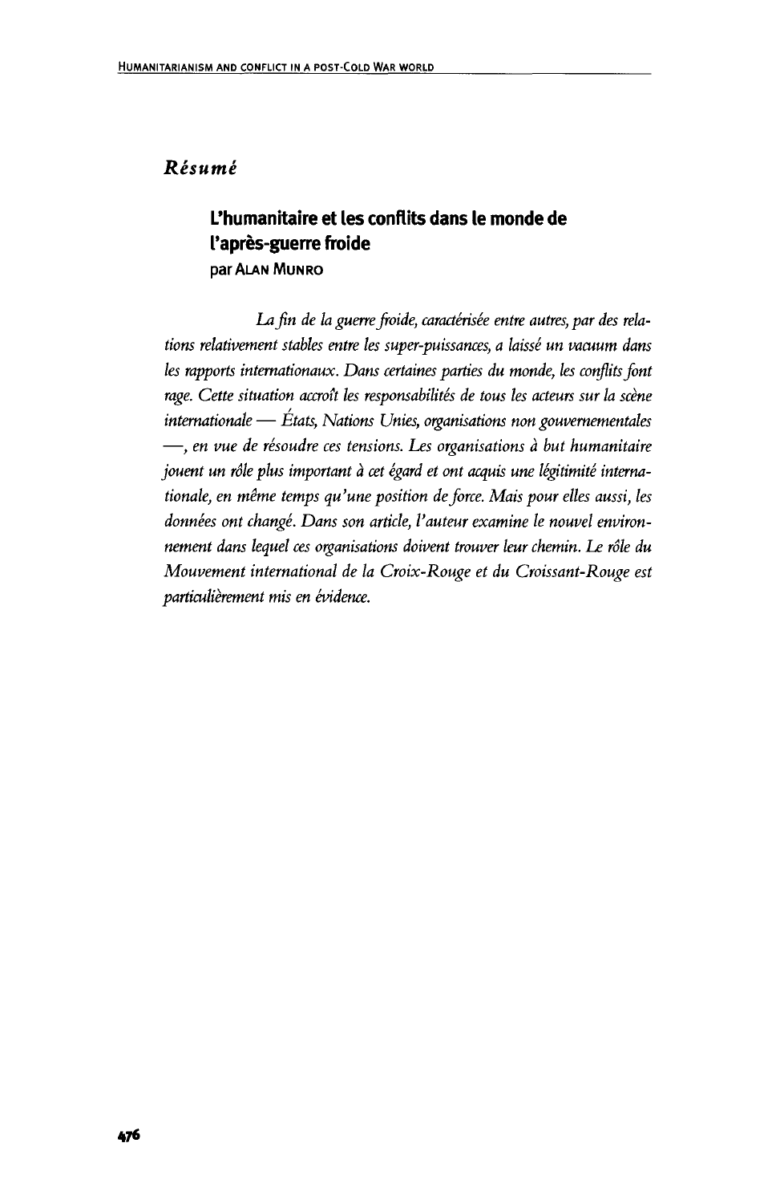## *Résumé*

### L'humanitaire et les conflits dans le monde de l'après-guerre froide

par Alan Munro

*La fin de la guerre froide, caractérisée entre autres, par des relations relativement stables entre les super-puissances, a laissé un vacuum dans les rapports internationaux. Dans certaines parties du monde, les conflits font rage. Cette situation accroît les responsabilités de tous les acteurs sur la scène internationale — États, Nations Unies, organisations non gouvernementales —, en vue de résoudre ces tensions. Les organisations à but humanitaire jouent un rôle plus important à cet égard et ont acquis une légitimité internationale, en même temps qu'une position de force. Mais pour elles aussi, les données ont changé. Dans son article, l'auteur examine le nouvel environnement dans lequel ces organisations doivent trouver leur chemin. Le rôle du Mouvement international de la Croix-Rouge et du Croissant-Rouge est particulièrement mis en évidence.*